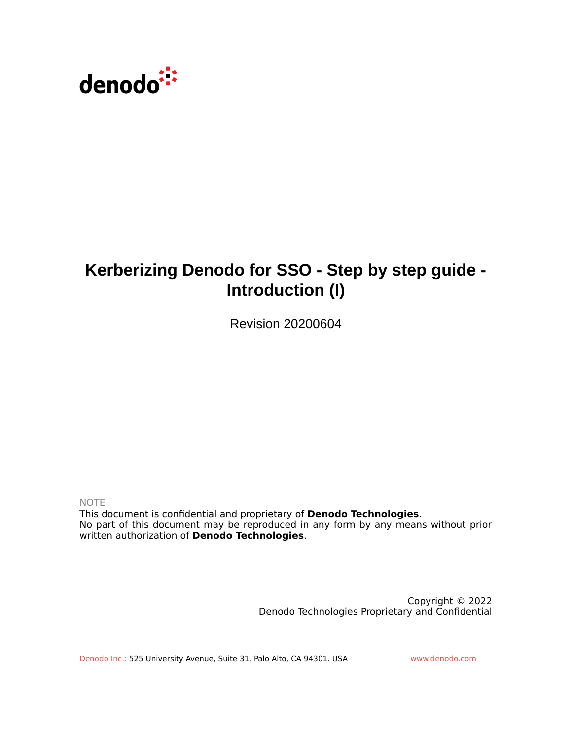denodo

# Kerberizing Denodo for SSO - Step by step guide - Introduction (I)

Revision 20200604

NOTE

This document is confidential and proprietary of **Denodo Technologies**.
No part of this document may be reproduced in any form by any means without prior written authorization of **Denodo Technologies**.

Copyright © 2022
Denodo Technologies Proprietary and Confidential

Denodo Inc.: 525 University Avenue, Suite 31, Palo Alto, CA 94301. USA www.denodo.com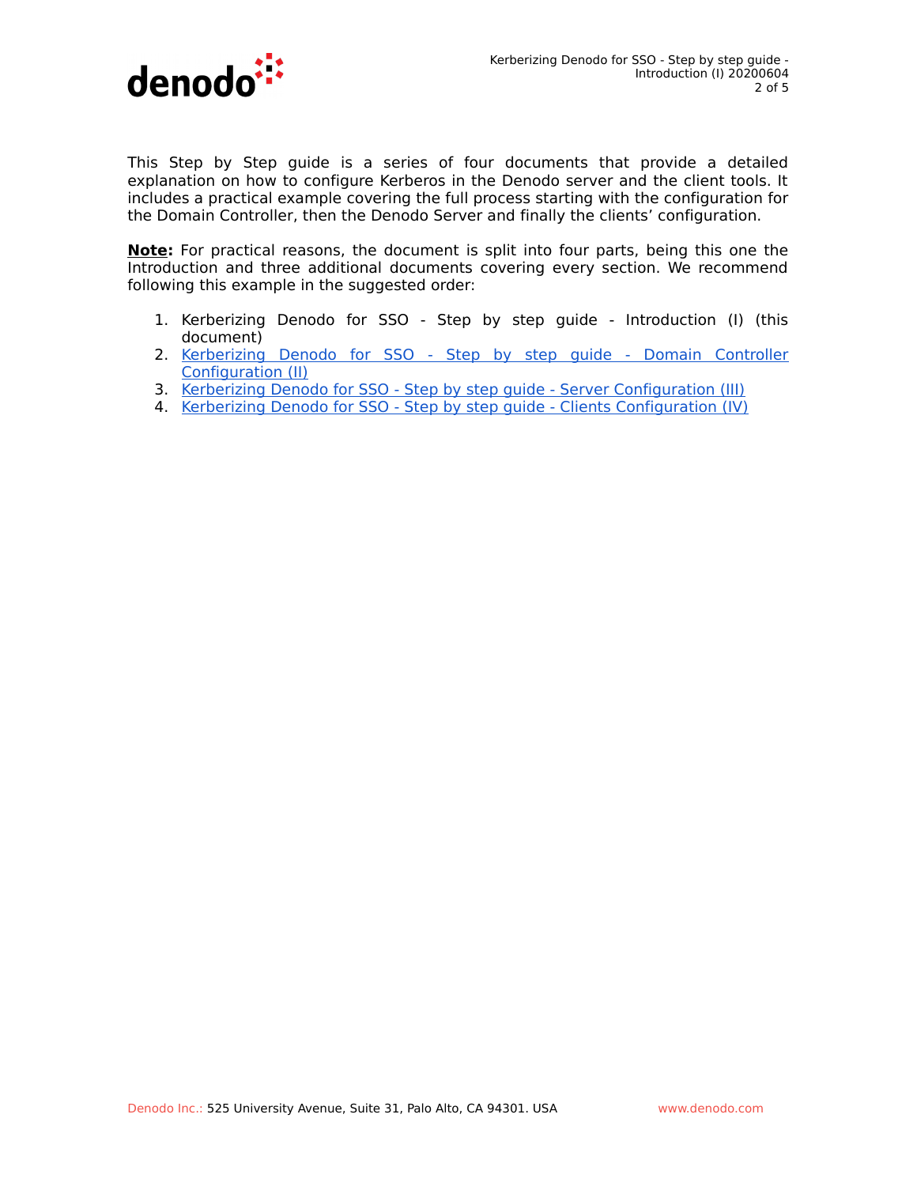This Step by Step guide is a series of four documents that provide a detailed explanation on how to configure Kerberos in the Denodo server and the client tools. It includes a practical example covering the full process starting with the configuration for the Domain Controller, then the Denodo Server and finally the clients' configuration.

**Note:** For practical reasons, the document is split into four parts, being this one the Introduction and three additional documents covering every section. We recommend following this example in the suggested order:

1. Kerberizing Denodo for SSO - Step by step guide - Introduction (I) (this document)
2. Kerberizing Denodo for SSO - Step by step guide - Domain Controller Configuration (II)
3. Kerberizing Denodo for SSO - Step by step guide - Server Configuration (III)
4. Kerberizing Denodo for SSO - Step by step guide - Clients Configuration (IV)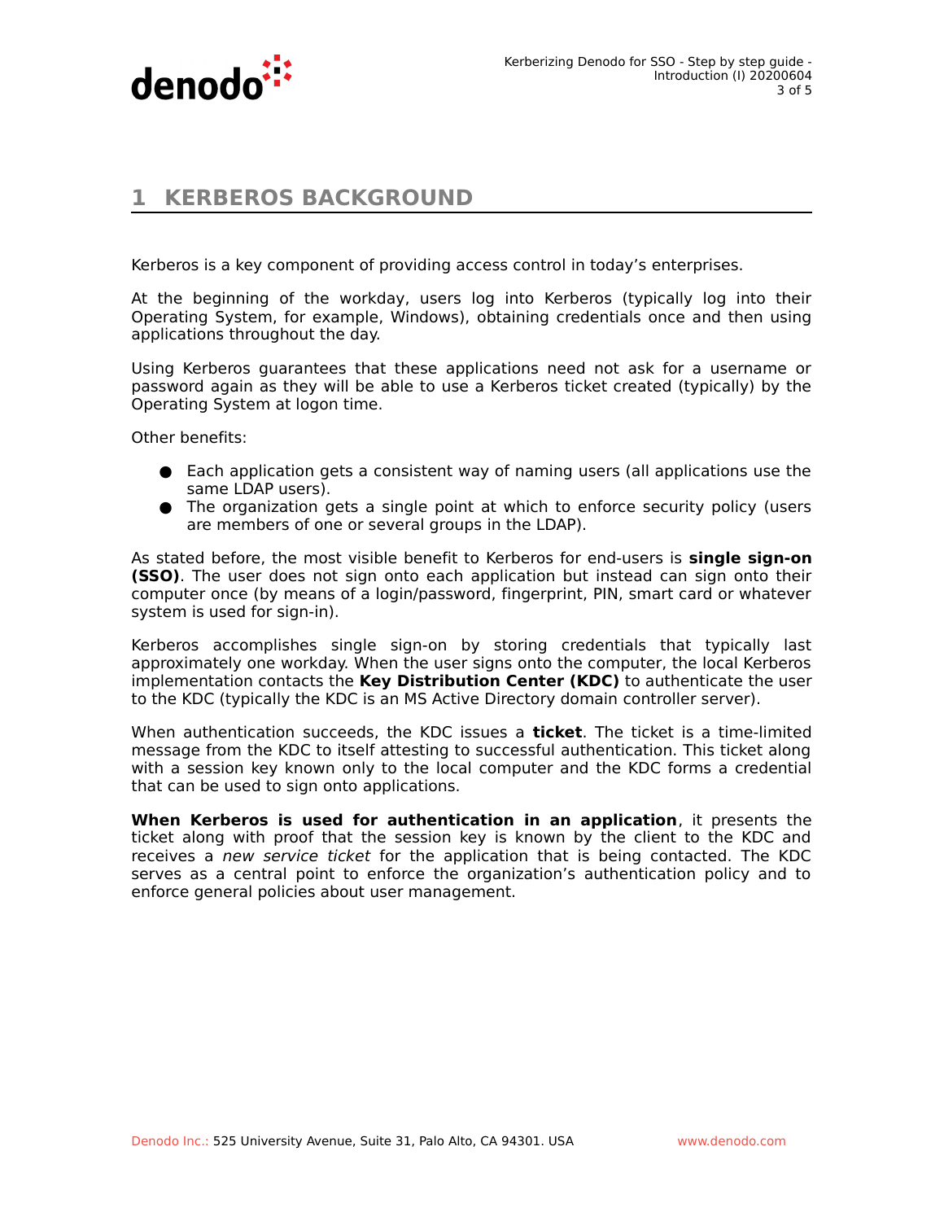# 1 KERBEROS BACKGROUND

Kerberos is a key component of providing access control in today's enterprises.

At the beginning of the workday, users log into Kerberos (typically log into their Operating System, for example, Windows), obtaining credentials once and then using applications throughout the day.

Using Kerberos guarantees that these applications need not ask for a username or password again as they will be able to use a Kerberos ticket created (typically) by the Operating System at logon time.

Other benefits:

- Each application gets a consistent way of naming users (all applications use the same LDAP users).
- The organization gets a single point at which to enforce security policy (users are members of one or several groups in the LDAP).

As stated before, the most visible benefit to Kerberos for end-users is **single sign-on (SSO)**. The user does not sign onto each application but instead can sign onto their computer once (by means of a login/password, fingerprint, PIN, smart card or whatever system is used for sign-in).

Kerberos accomplishes single sign-on by storing credentials that typically last approximately one workday. When the user signs onto the computer, the local Kerberos implementation contacts the **Key Distribution Center (KDC)** to authenticate the user to the KDC (typically the KDC is an MS Active Directory domain controller server).

When authentication succeeds, the KDC issues a **ticket**. The ticket is a time-limited message from the KDC to itself attesting to successful authentication. This ticket along with a session key known only to the local computer and the KDC forms a credential that can be used to sign onto applications.

**When Kerberos is used for authentication in an application**, it presents the ticket along with proof that the session key is known by the client to the KDC and receives a *new service ticket* for the application that is being contacted. The KDC serves as a central point to enforce the organization's authentication policy and to enforce general policies about user management.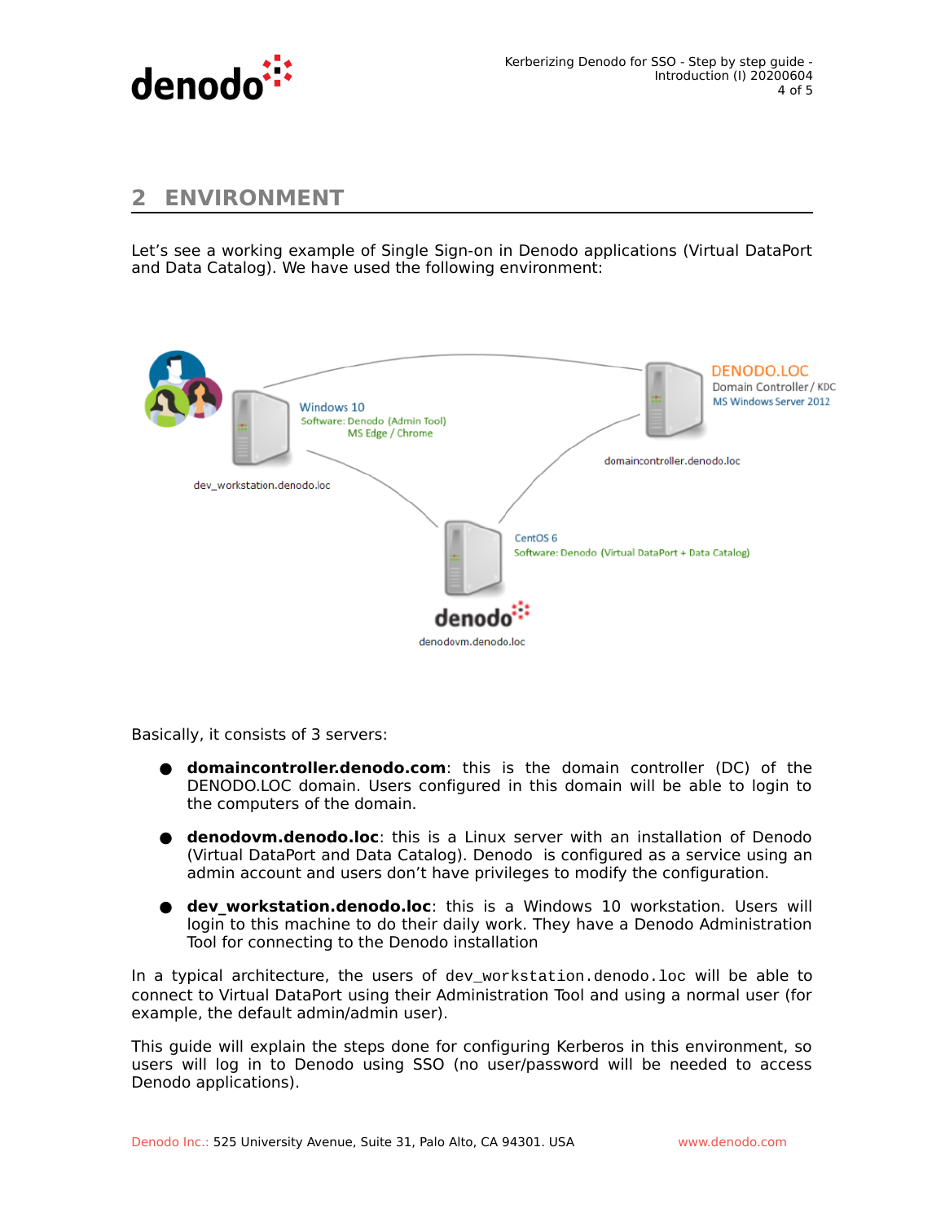## 2 ENVIRONMENT

Let's see a working example of Single Sign-on in Denodo applications (Virtual DataPort and Data Catalog). We have used the following environment:

Windows 10
Software: Denodo (Admin Tool)
MS Edge / Chrome
dev_workstation.denodo.loc

DENODO.LOC
Domain Controller / KDC
MS Windows Server 2012
domaincontroller.denodo.loc

CentOS 6
Software: Denodo (Virtual DataPort + Data Catalog)
denodo
denodovm.denodo.loc

Basically, it consists of 3 servers:

- **domaincontroller.denodo.com**: this is the domain controller (DC) of the DENODO.LOC domain. Users configured in this domain will be able to login to the computers of the domain.
- **denodovm.denodo.loc**: this is a Linux server with an installation of Denodo (Virtual DataPort and Data Catalog). Denodo is configured as a service using an admin account and users don't have privileges to modify the configuration.
- **dev_workstation.denodo.loc**: this is a Windows 10 workstation. Users will login to this machine to do their daily work. They have a Denodo Administration Tool for connecting to the Denodo installation

In a typical architecture, the users of `dev_workstation.denodo.loc` will be able to connect to Virtual DataPort using their Administration Tool and using a normal user (for example, the default admin/admin user).

This guide will explain the steps done for configuring Kerberos in this environment, so users will log in to Denodo using SSO (no user/password will be needed to access Denodo applications).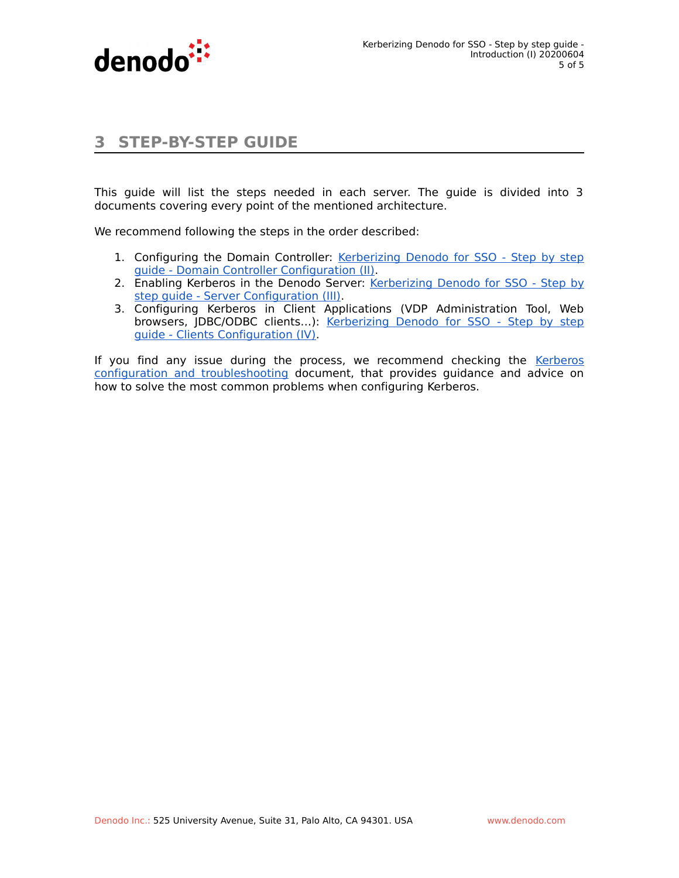# 3 STEP-BY-STEP GUIDE

This guide will list the steps needed in each server. The guide is divided into 3 documents covering every point of the mentioned architecture.

We recommend following the steps in the order described:

1. Configuring the Domain Controller: Kerberizing Denodo for SSO - Step by step guide - Domain Controller Configuration (II).
2. Enabling Kerberos in the Denodo Server: Kerberizing Denodo for SSO - Step by step guide - Server Configuration (III).
3. Configuring Kerberos in Client Applications (VDP Administration Tool, Web browsers, JDBC/ODBC clients…): Kerberizing Denodo for SSO - Step by step guide - Clients Configuration (IV).

If you find any issue during the process, we recommend checking the Kerberos configuration and troubleshooting document, that provides guidance and advice on how to solve the most common problems when configuring Kerberos.